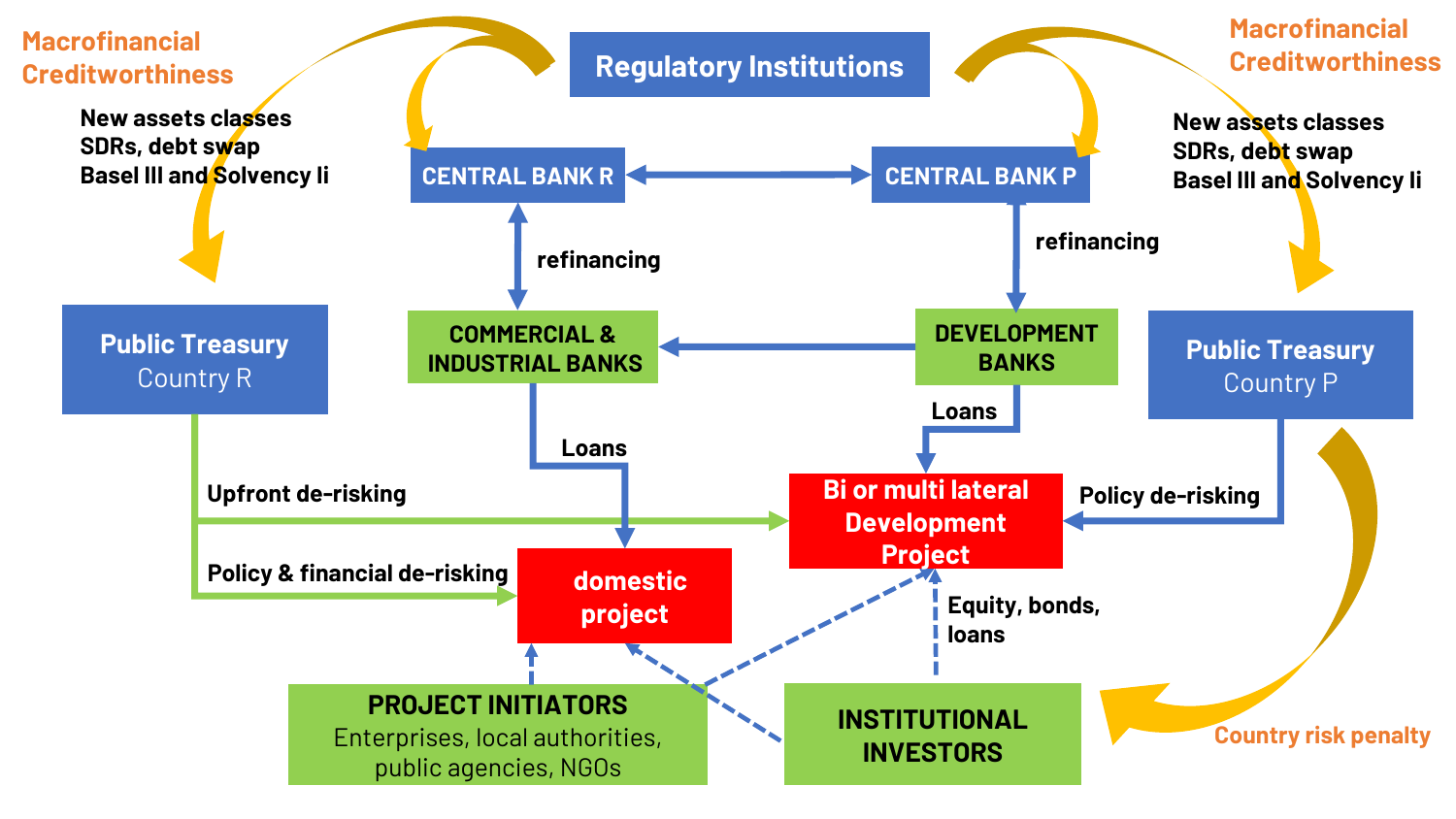Macrofinancial Creditworthiness

New assets classes
SDRs, debt swap
Basel III and Solvency Ii

Regulatory Institutions

Macrofinancial Creditworthiness

New assets classes
SDRs, debt swap
Basel III and Solvency Ii

CENTRAL BANK R

CENTRAL BANK P

refinancing

refinancing

**Public Treasury**
Country R

COMMERCIAL & INDUSTRIAL BANKS

DEVELOPMENT BANKS

**Public Treasury**
Country P

Loans

Loans

Upfront de-risking

Bi or multi lateral Development Project

Policy de-risking

Policy & financial de-risking

domestic project

Equity, bonds, loans

**PROJECT INITIATORS**
Enterprises, local authorities, public agencies, NGOs

INSTITUTIONAL INVESTORS

Country risk penalty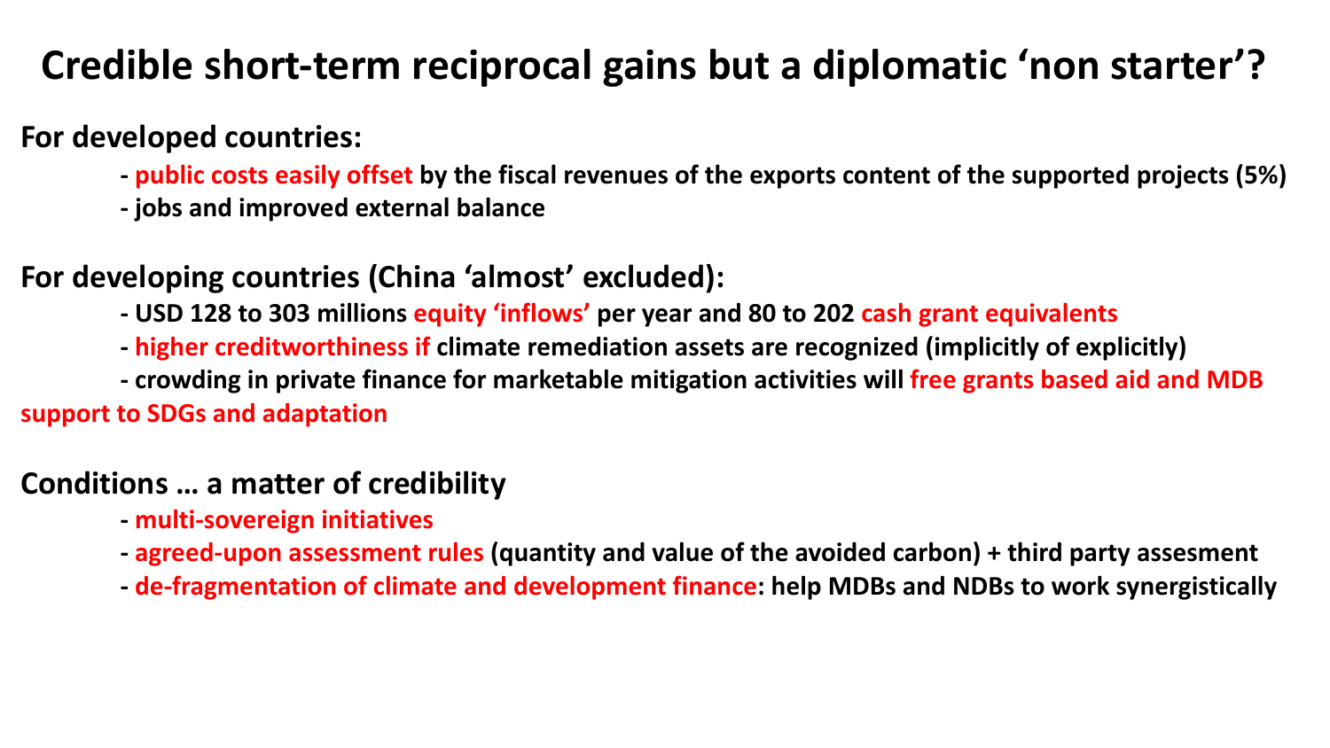# Credible short-term reciprocal gains but a diplomatic 'non starter'?

**For developed countries:**

- **public costs easily offset by the fiscal revenues of the exports content of the supported projects (5%)**
- **jobs and improved external balance**

**For developing countries (China 'almost' excluded):**

- **USD 128 to 303 millions equity 'inflows' per year and 80 to 202 cash grant equivalents**
- **higher creditworthiness if climate remediation assets are recognized (implicitly of explicitly)**
- **crowding in private finance for marketable mitigation activities will free grants based aid and MDB support to SDGs and adaptation**

**Conditions … a matter of credibility**

- **multi-sovereign initiatives**
- **agreed-upon assessment rules (quantity and value of the avoided carbon) + third party assesment**
- **de-fragmentation of climate and development finance: help MDBs and NDBs to work synergistically**